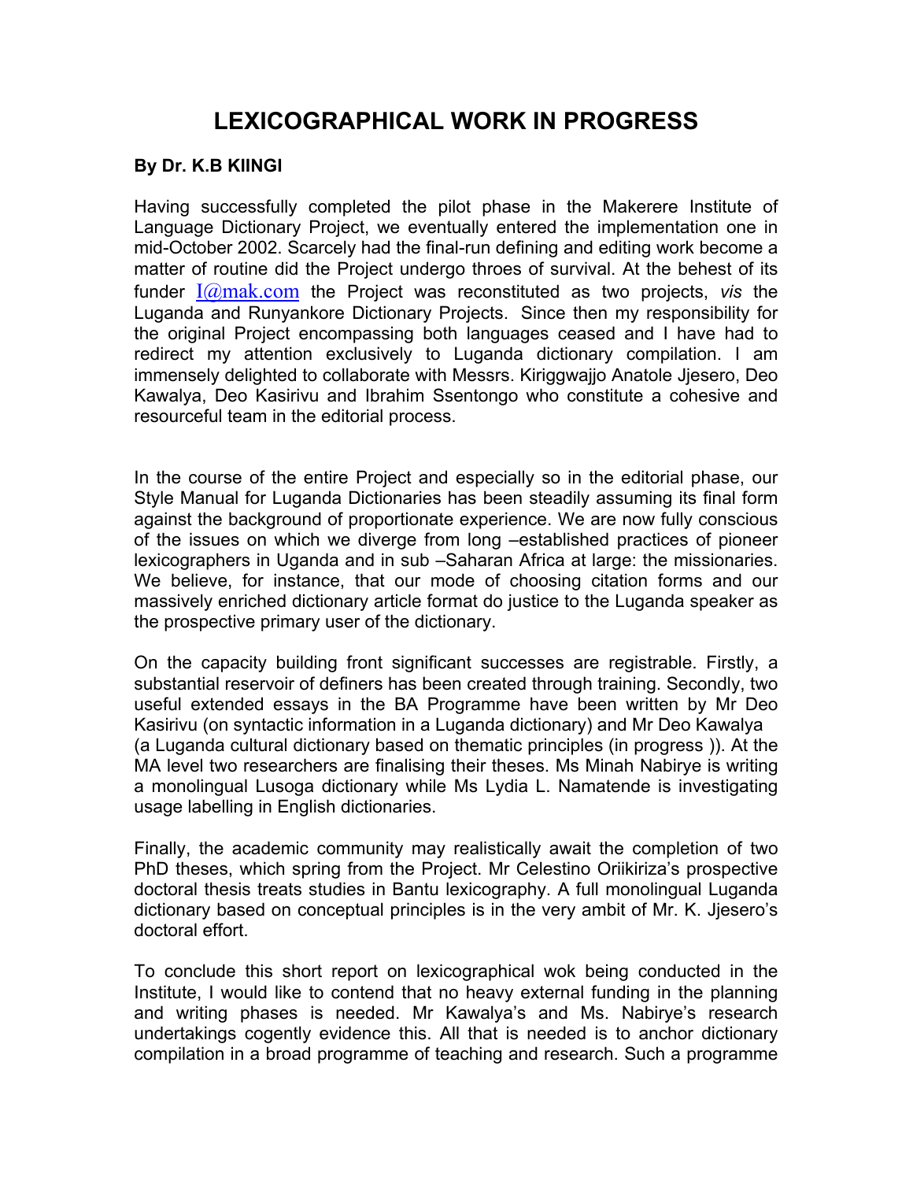# LEXICOGRAPHICAL WORK IN PROGRESS

**By Dr. K.B KIINGI**

Having successfully completed the pilot phase in the Makerere Institute of Language Dictionary Project, we eventually entered the implementation one in mid-October 2002. Scarcely had the final-run defining and editing work become a matter of routine did the Project undergo throes of survival. At the behest of its funder I@mak.com the Project was reconstituted as two projects, *vis* the Luganda and Runyankore Dictionary Projects. Since then my responsibility for the original Project encompassing both languages ceased and I have had to redirect my attention exclusively to Luganda dictionary compilation. I am immensely delighted to collaborate with Messrs. Kiriggwajjo Anatole Jjesero, Deo Kawalya, Deo Kasirivu and Ibrahim Ssentongo who constitute a cohesive and resourceful team in the editorial process.

In the course of the entire Project and especially so in the editorial phase, our Style Manual for Luganda Dictionaries has been steadily assuming its final form against the background of proportionate experience. We are now fully conscious of the issues on which we diverge from long –established practices of pioneer lexicographers in Uganda and in sub –Saharan Africa at large: the missionaries. We believe, for instance, that our mode of choosing citation forms and our massively enriched dictionary article format do justice to the Luganda speaker as the prospective primary user of the dictionary.

On the capacity building front significant successes are registrable. Firstly, a substantial reservoir of definers has been created through training. Secondly, two useful extended essays in the BA Programme have been written by Mr Deo Kasirivu (on syntactic information in a Luganda dictionary) and Mr Deo Kawalya (a Luganda cultural dictionary based on thematic principles (in progress )). At the MA level two researchers are finalising their theses. Ms Minah Nabirye is writing a monolingual Lusoga dictionary while Ms Lydia L. Namatende is investigating usage labelling in English dictionaries.

Finally, the academic community may realistically await the completion of two PhD theses, which spring from the Project. Mr Celestino Oriikiriza's prospective doctoral thesis treats studies in Bantu lexicography. A full monolingual Luganda dictionary based on conceptual principles is in the very ambit of Mr. K. Jjesero's doctoral effort.

To conclude this short report on lexicographical wok being conducted in the Institute, I would like to contend that no heavy external funding in the planning and writing phases is needed. Mr Kawalya's and Ms. Nabirye's research undertakings cogently evidence this. All that is needed is to anchor dictionary compilation in a broad programme of teaching and research. Such a programme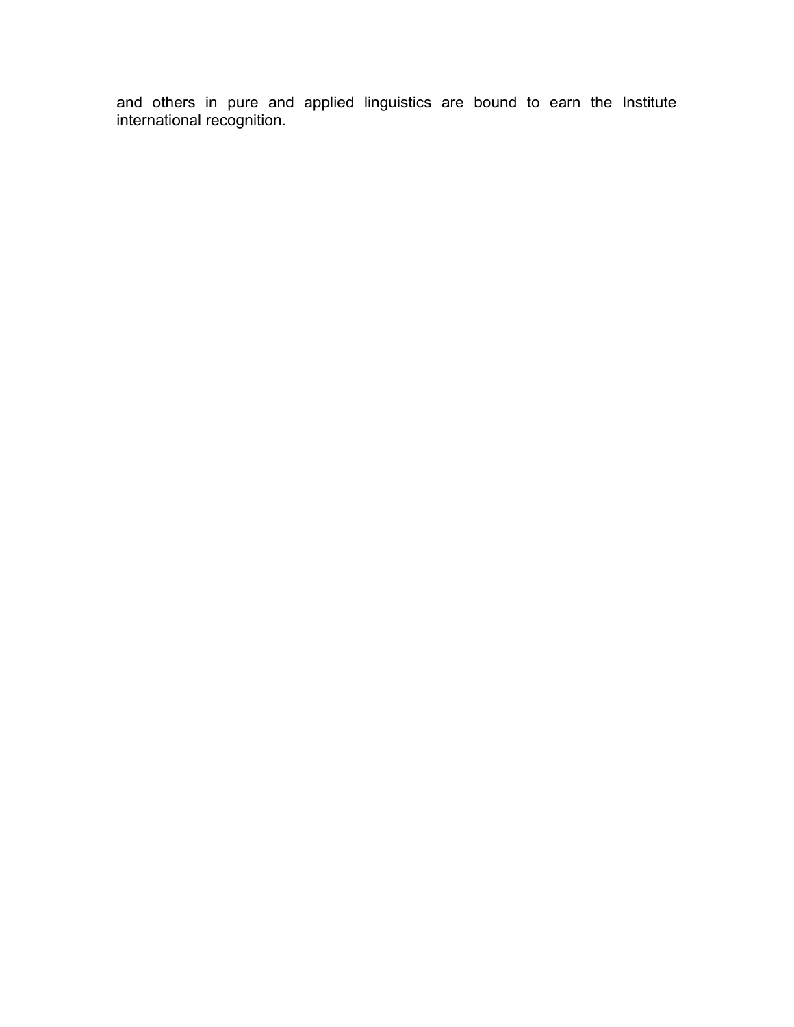and others in pure and applied linguistics are bound to earn the Institute international recognition.